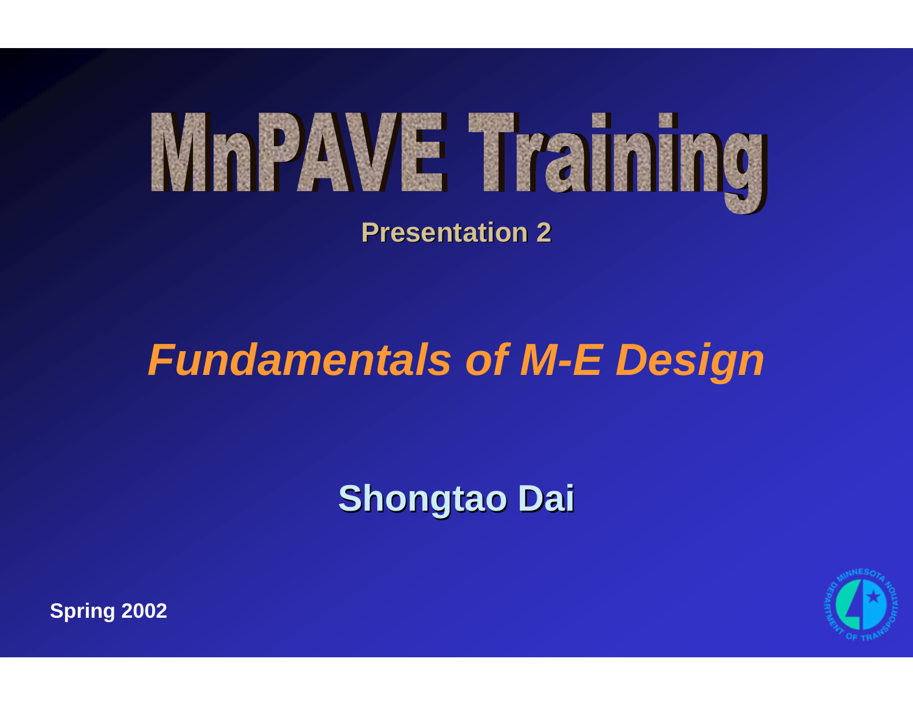# MnPAVE Training

**Presentation 2**

## *Fundamentals of M-E Design*

**Shongtao Dai**

**Spring 2002**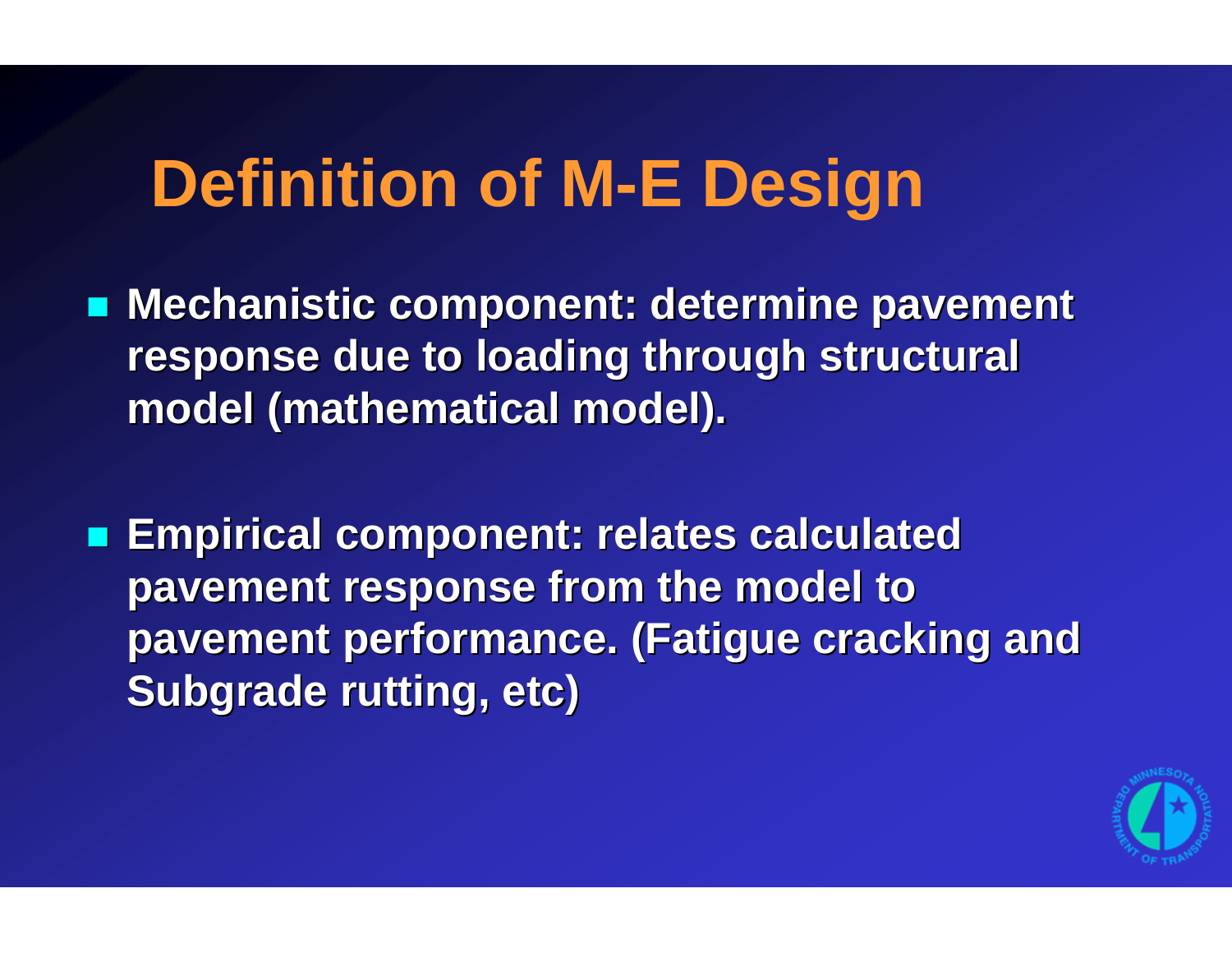# Definition of M-E Design

- Mechanistic component: determine pavement response due to loading through structural model (mathematical model).

- Empirical component: relates calculated pavement response from the model to pavement performance. (Fatigue cracking and Subgrade rutting, etc)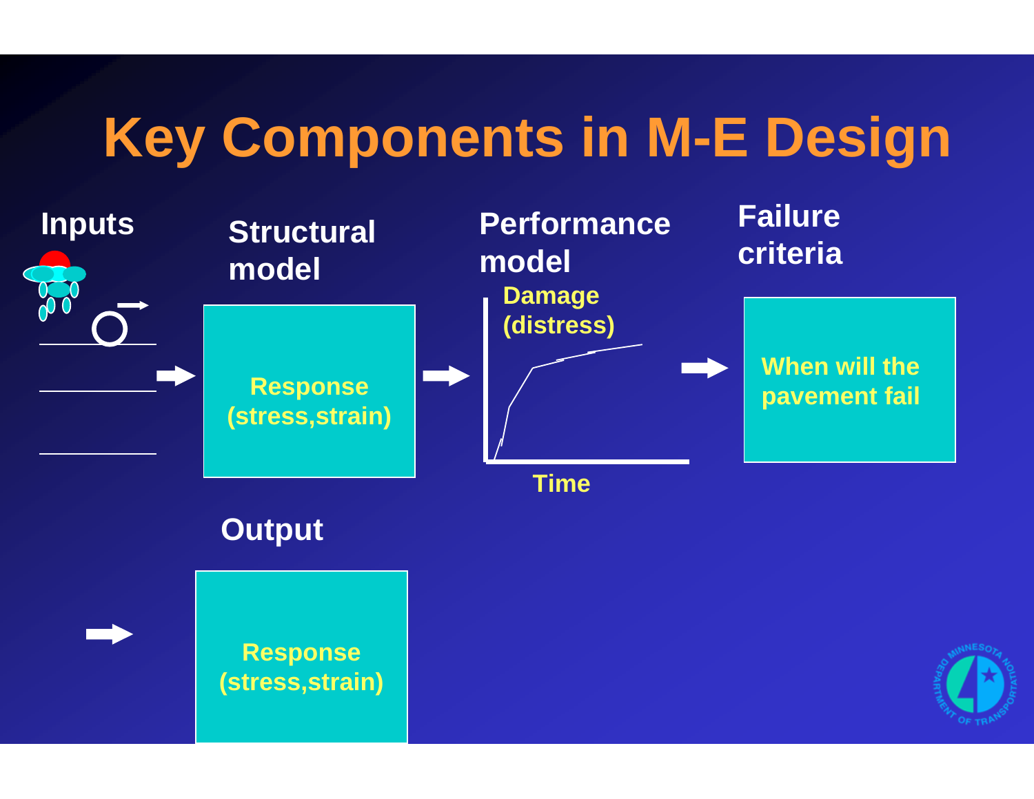# Key Components in M-E Design

**Inputs**

**Structural model**

Response (stress,strain)

**Performance model**

Damage (distress)

Time

**Failure criteria**

When will the pavement fail

**Output**

Response (stress,strain)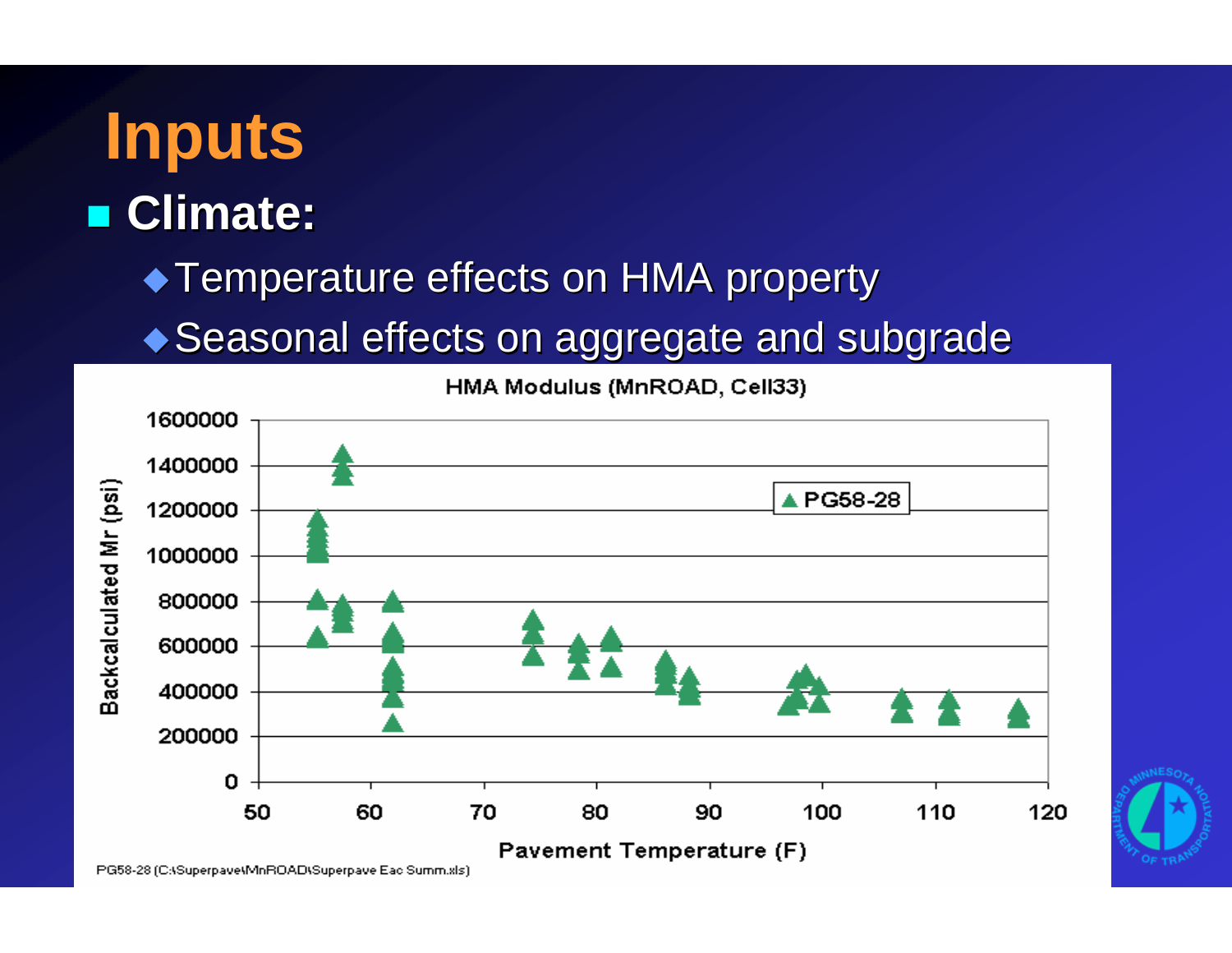# Inputs

- **Climate:**
  - Temperature effects on HMA property
  - Seasonal effects on aggregate and subgrade

HMA Modulus (MnROAD, Cell33)

Backcalculated Mr (psi)

Pavement Temperature (F)

PG58-28

PG58-28 (C:\Superpave\MnROAD\Superpave Eac Summ.xls)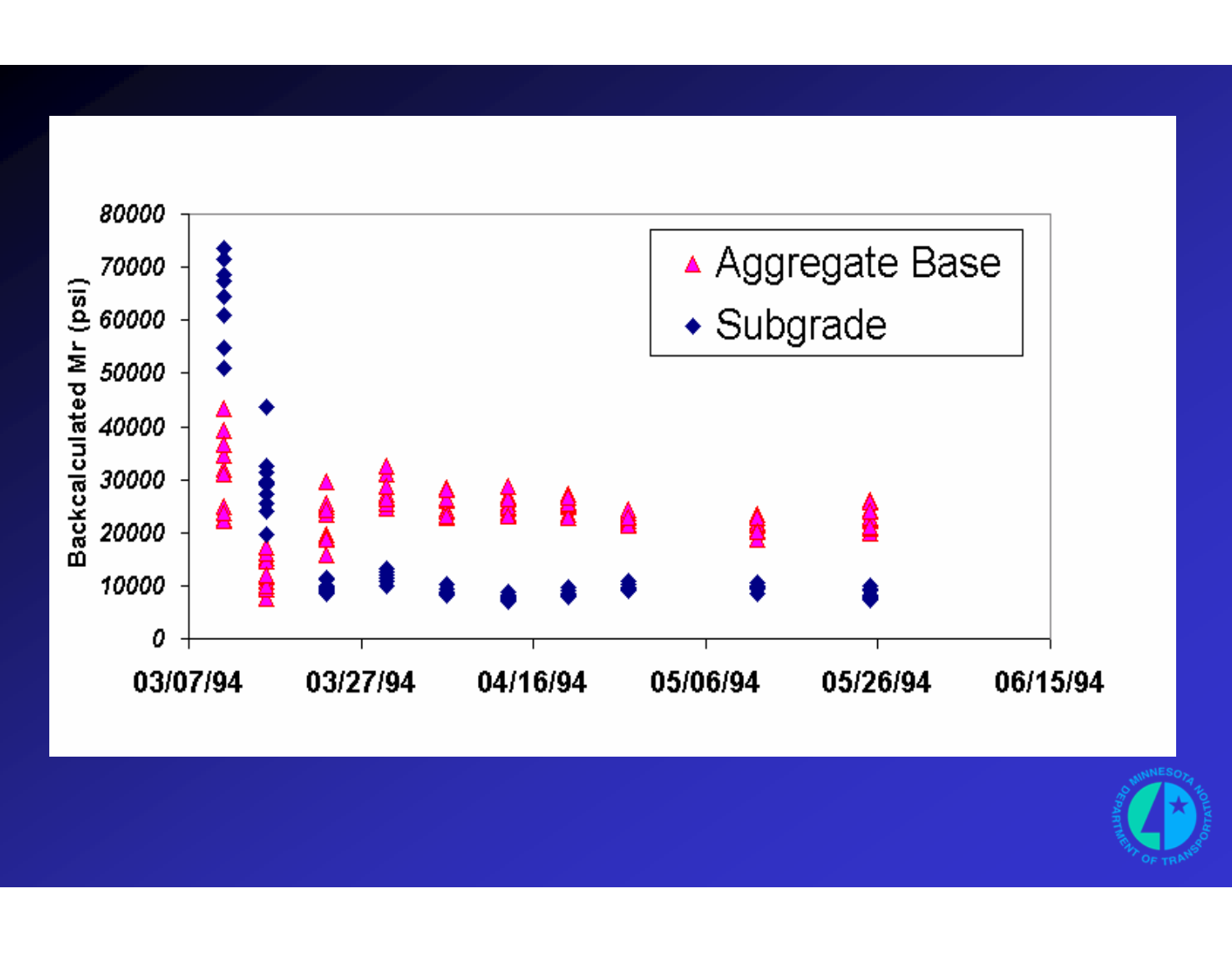Backcalculated Mr (psi)

80000
70000
60000
50000
40000
30000
20000
10000
0

03/07/94 03/27/94 04/16/94 05/06/94 05/26/94 06/15/94

- Aggregate Base
- Subgrade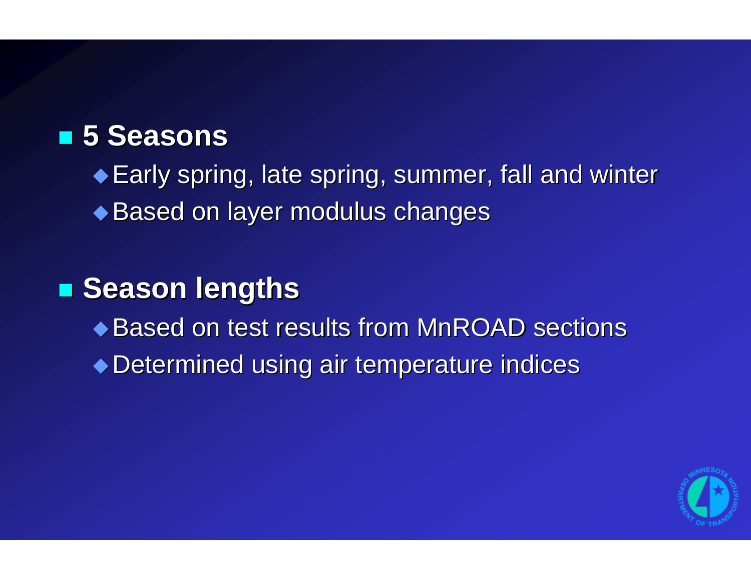- **5 Seasons**
  - Early spring, late spring, summer, fall and winter
  - Based on layer modulus changes
- **Season lengths**
  - Based on test results from MnROAD sections
  - Determined using air temperature indices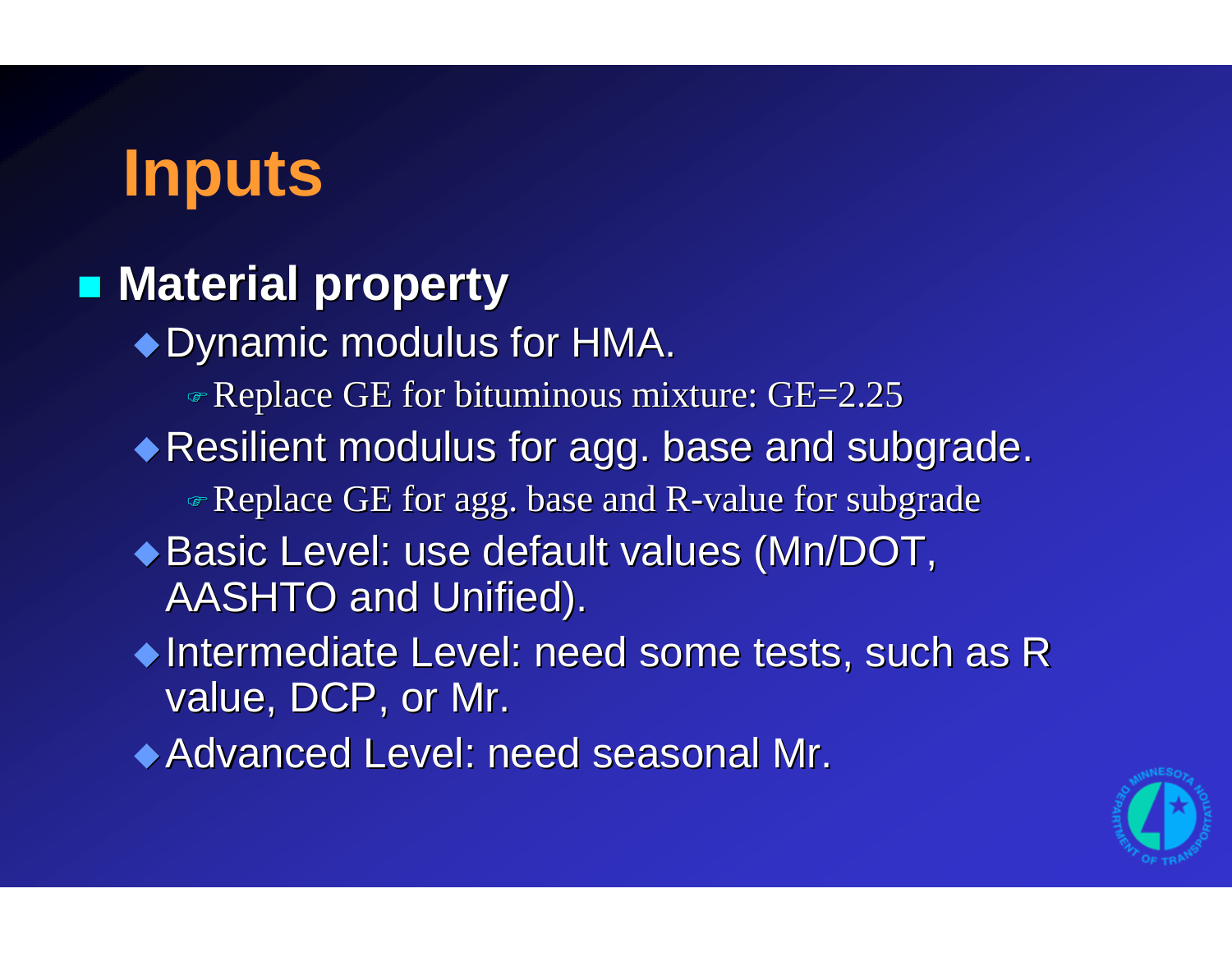# Inputs

- **Material property**
  - Dynamic modulus for HMA.
    - Replace GE for bituminous mixture: GE=2.25
  - Resilient modulus for agg. base and subgrade.
    - Replace GE for agg. base and R-value for subgrade
  - Basic Level: use default values (Mn/DOT, AASHTO and Unified).
  - Intermediate Level: need some tests, such as R value, DCP, or Mr.
  - Advanced Level: need seasonal Mr.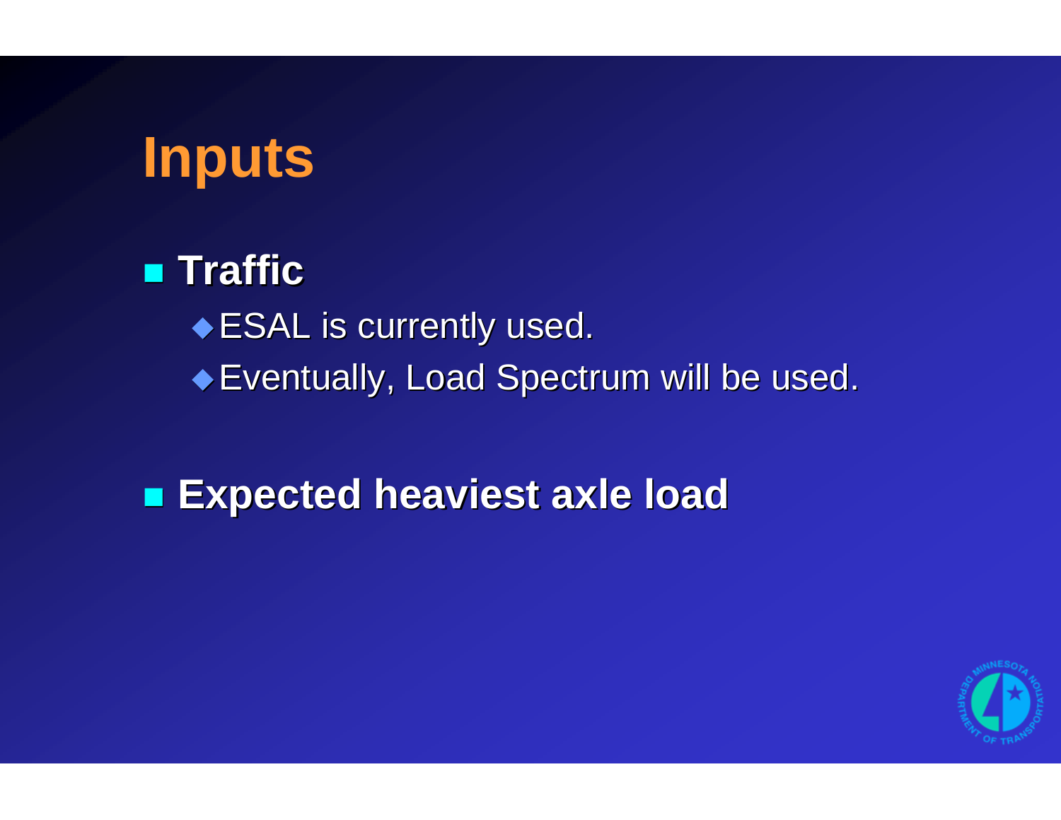# Inputs

- **Traffic**
  - ESAL is currently used.
  - Eventually, Load Spectrum will be used.
- **Expected heaviest axle load**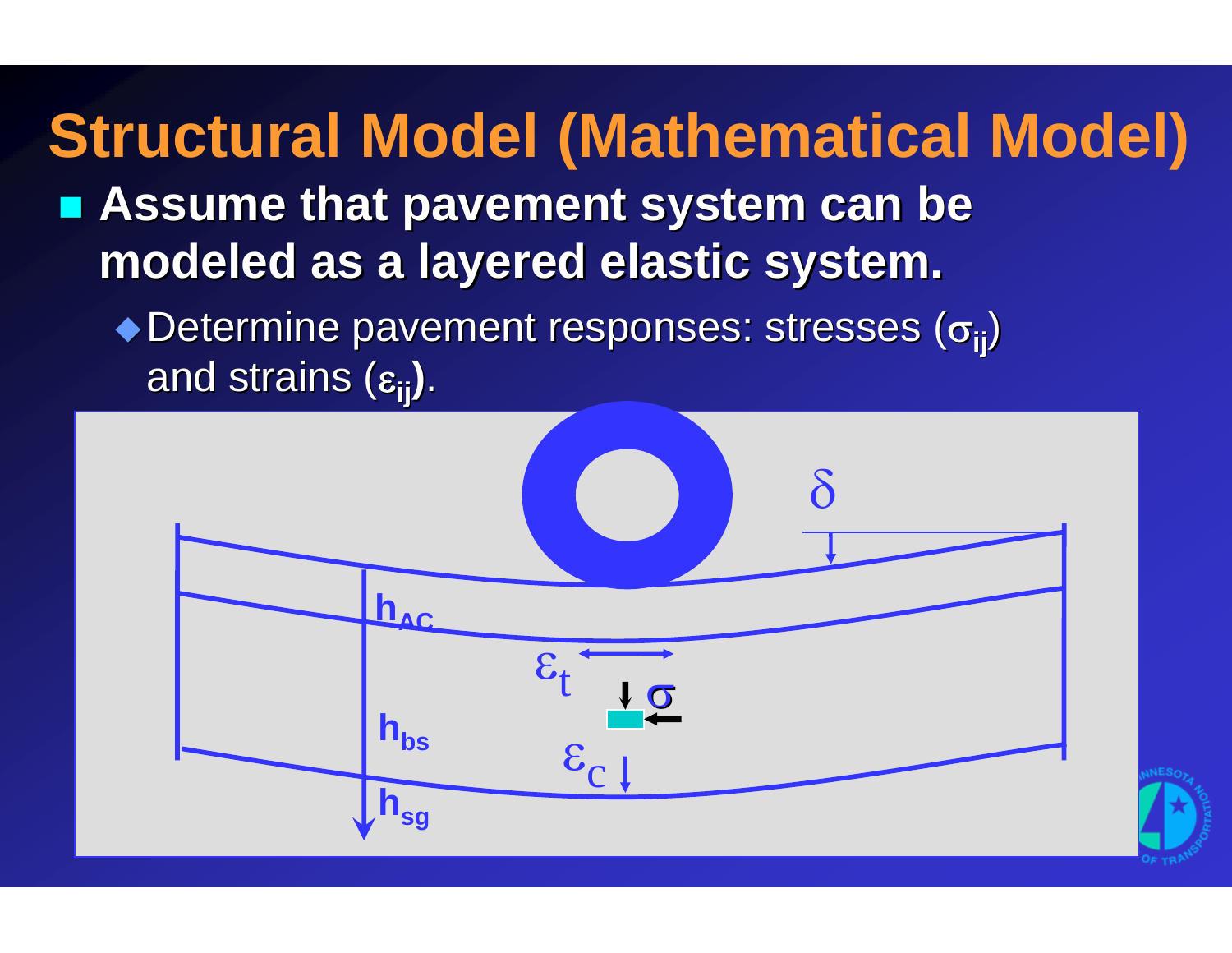# Structural Model (Mathematical Model)

- **Assume that pavement system can be modeled as a layered elastic system.**
  - Determine pavement responses: stresses ($\sigma_{ij}$) and strains ($\varepsilon_{ij}$).

$\delta$

$h_{AC}$

$\varepsilon_t$

$\sigma$

$h_{bs}$

$\varepsilon_c$

$h_{sg}$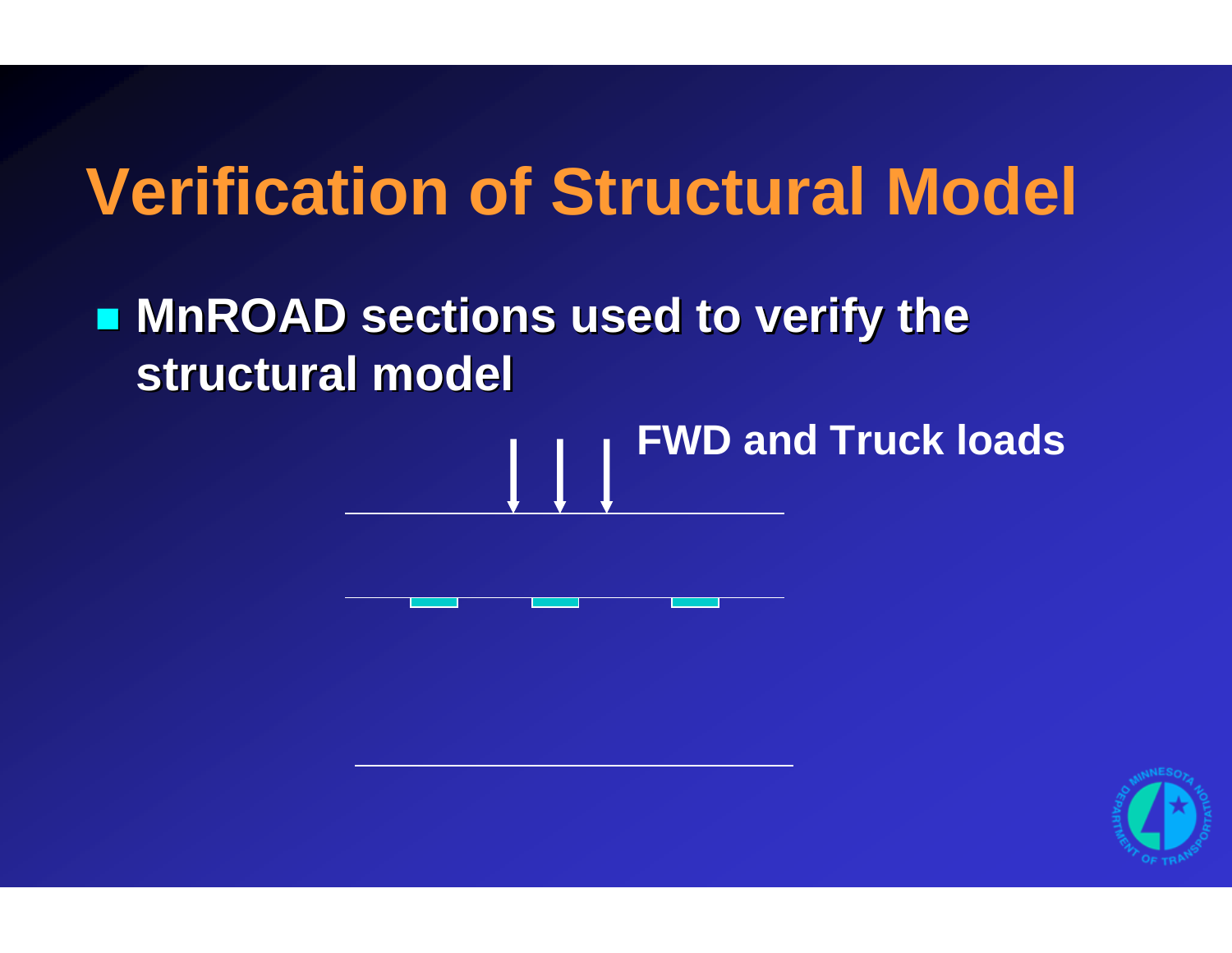# Verification of Structural Model

- **MnROAD sections used to verify the structural model**

**FWD and Truck loads**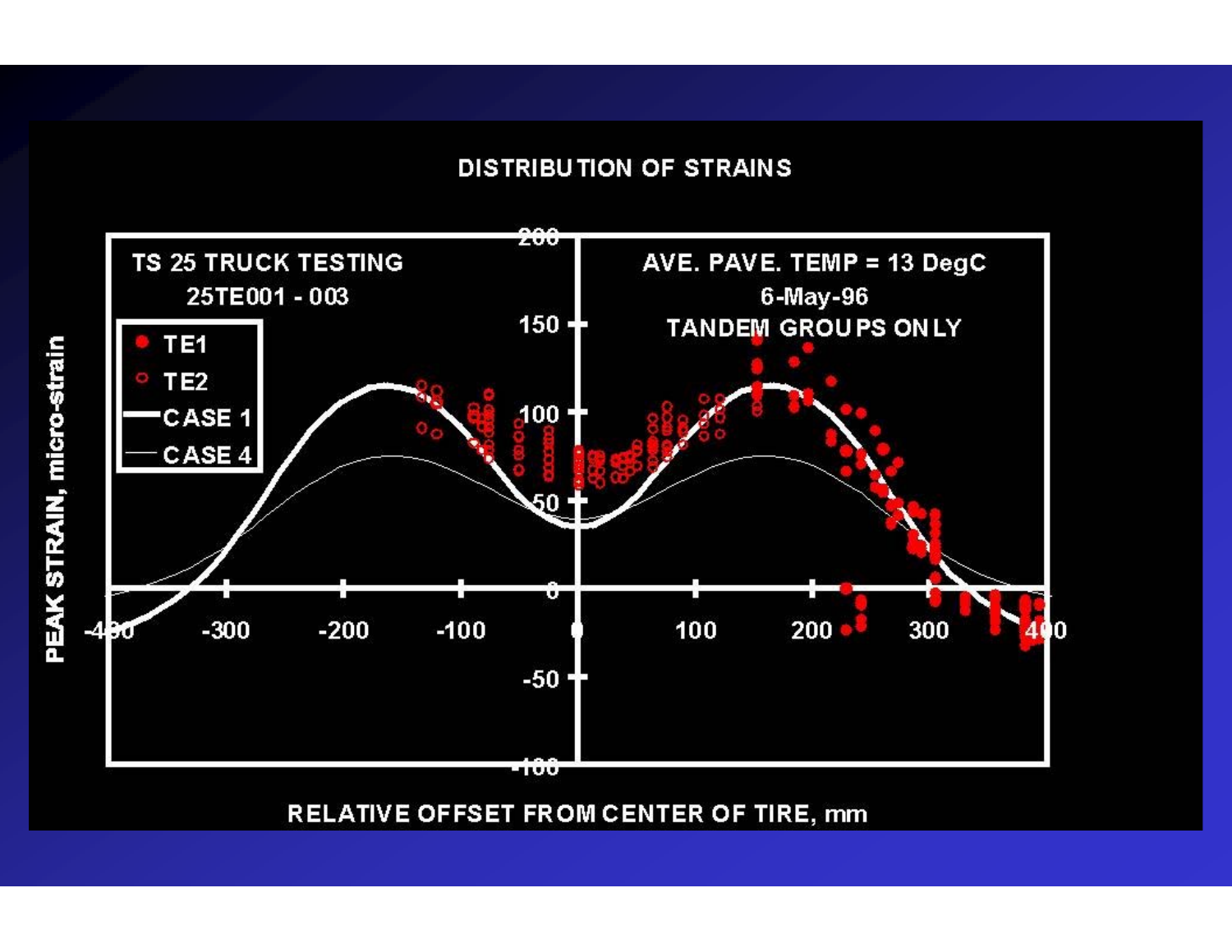## DISTRIBUTION OF STRAINS

TS 25 TRUCK TESTING
25TE001 - 003

AVE. PAVE. TEMP = 13 DegC
6-May-96
TANDEM GROUPS ONLY

- TE1
- TE2
- CASE 1
- CASE 4

PEAK STRAIN, micro-strain

RELATIVE OFFSET FROM CENTER OF TIRE, mm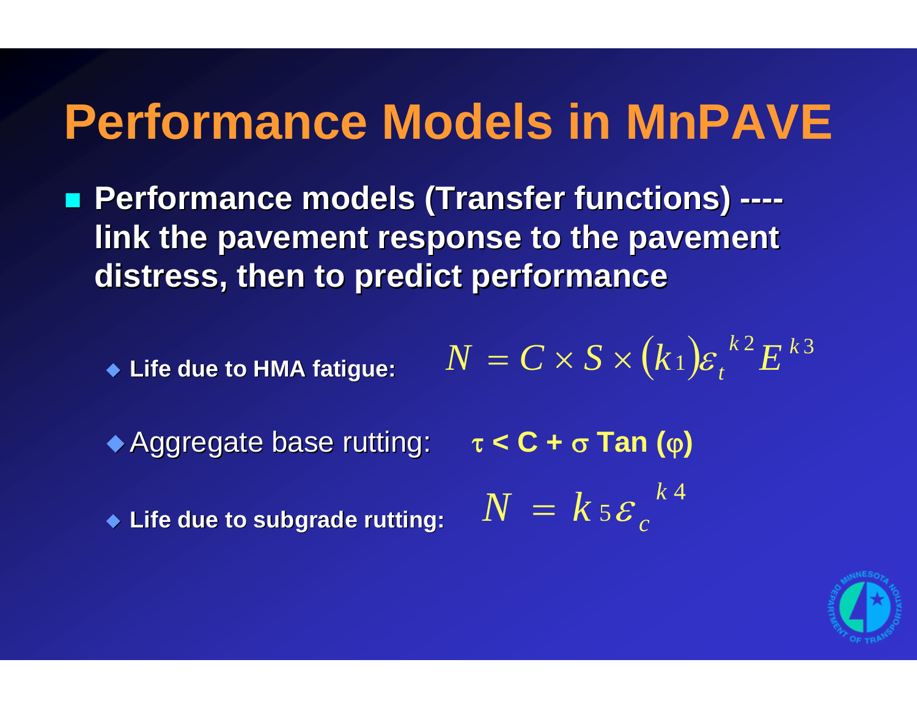# Performance Models in MnPAVE

- **Performance models (Transfer functions) ---- link the pavement response to the pavement distress, then to predict performance**
  - **Life due to HMA fatigue:** $N = C \times S \times (k_1)\varepsilon_t^{k2} E^{k3}$
  - Aggregate base rutting: $\tau < C + \sigma \text{ Tan } (\varphi)$
  - **Life due to subgrade rutting:** $N = k_5 \varepsilon_c^{k4}$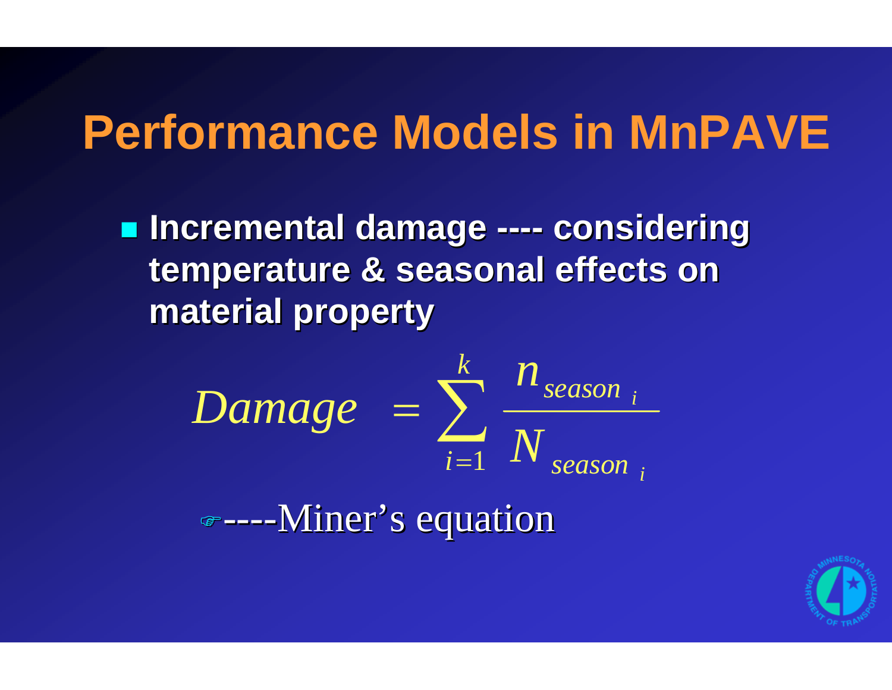# Performance Models in MnPAVE

- **Incremental damage ---- considering temperature & seasonal effects on material property**

$$Damage = \sum_{i=1}^{k} \frac{n_{season_i}}{N_{season_i}}$$

☞----Miner's equation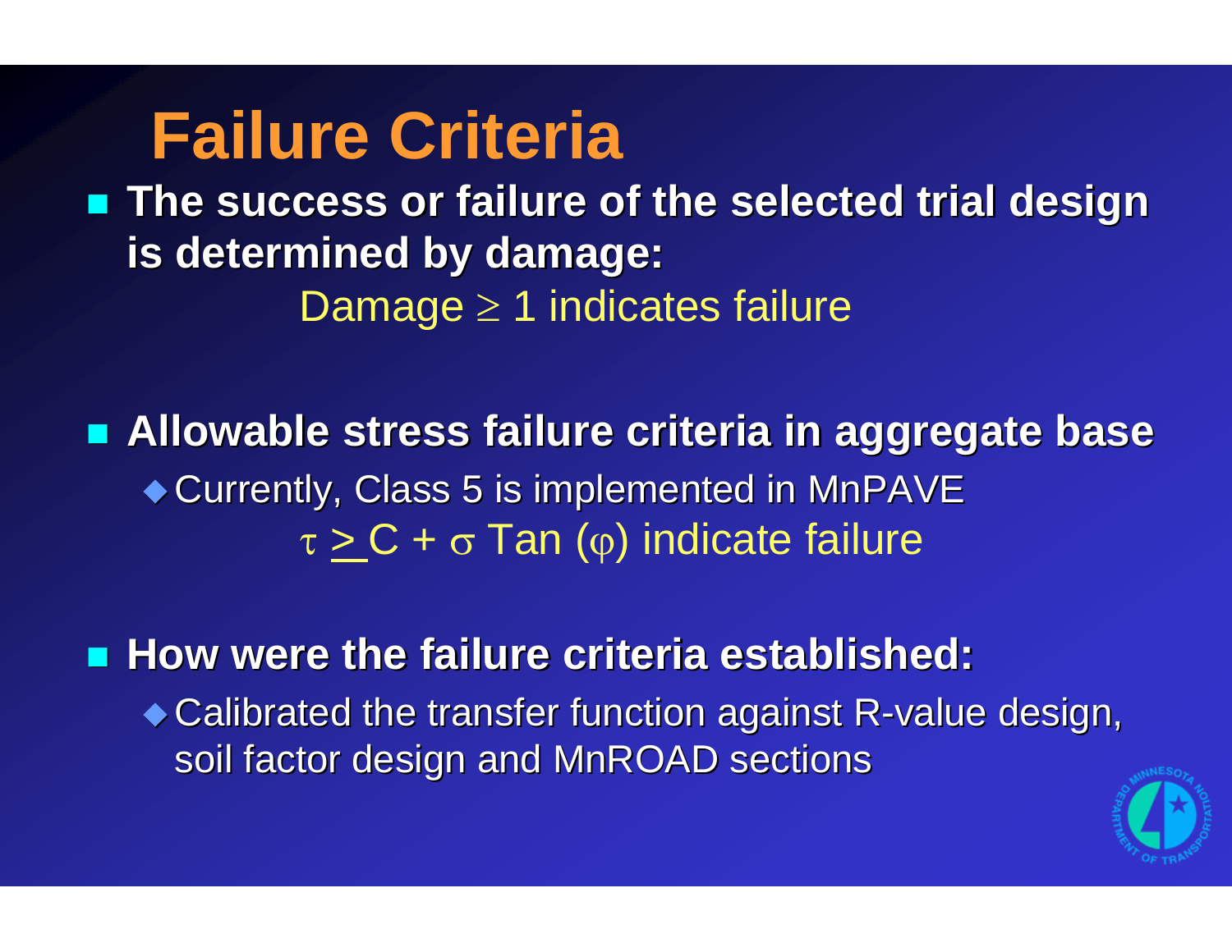# Failure Criteria

- **The success or failure of the selected trial design is determined by damage:**

  Damage $\geq$ 1 indicates failure

- **Allowable stress failure criteria in aggregate base**
  - Currently, Class 5 is implemented in MnPAVE

    $\tau \geq C + \sigma \tan(\varphi)$ indicate failure

- **How were the failure criteria established:**
  - Calibrated the transfer function against R-value design, soil factor design and MnROAD sections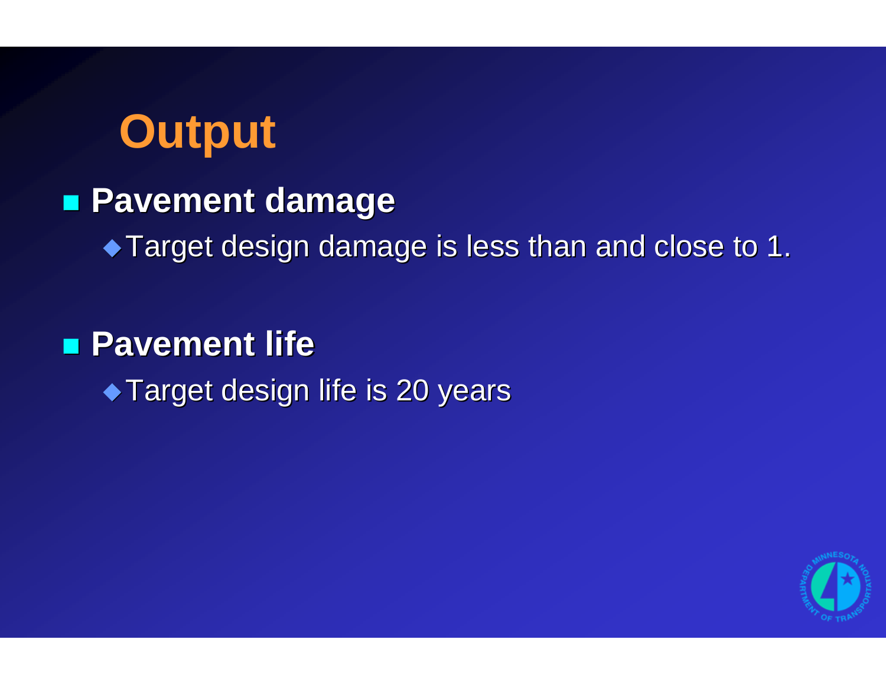# Output

- **Pavement damage**
  - Target design damage is less than and close to 1.

- **Pavement life**
  - Target design life is 20 years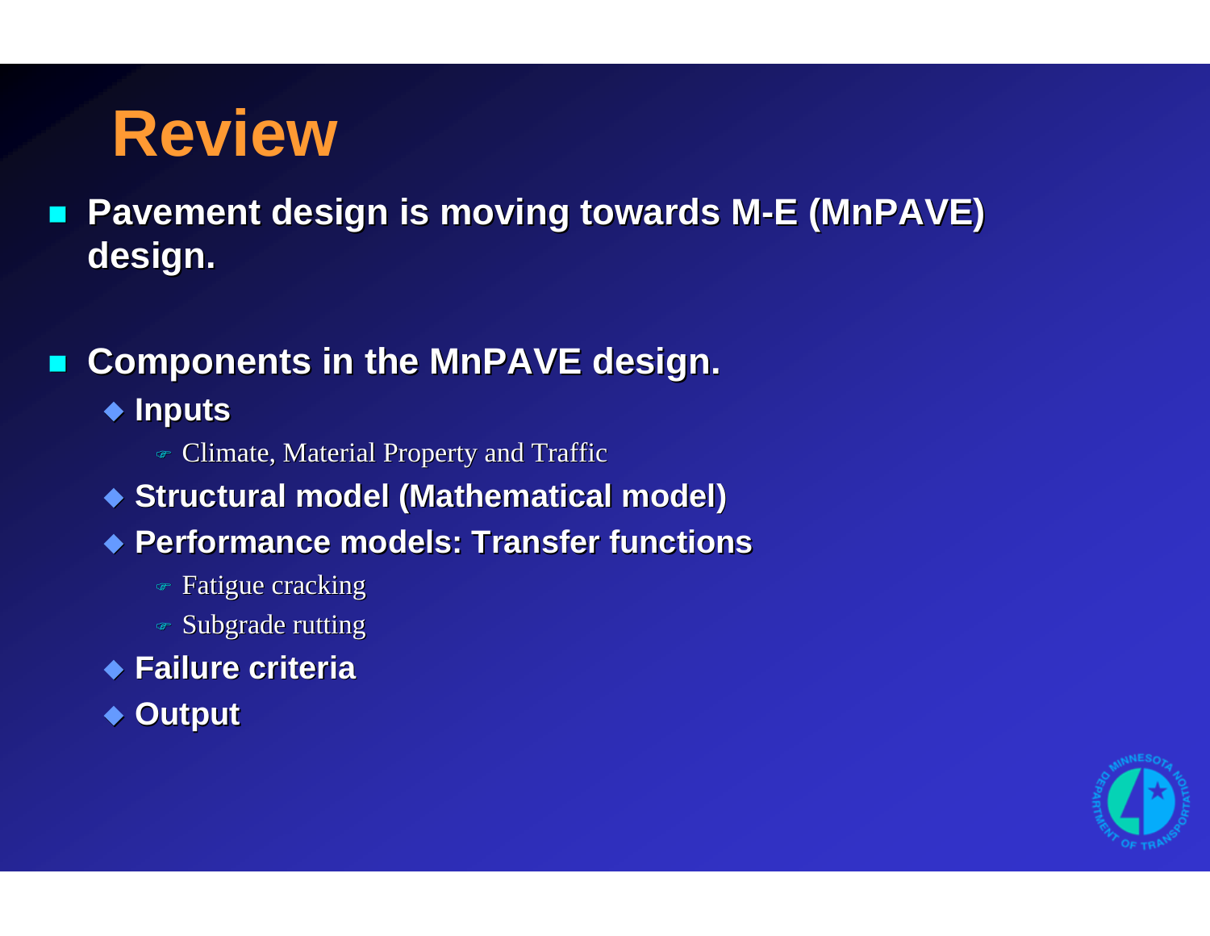# Review

- **Pavement design is moving towards M-E (MnPAVE) design.**

- **Components in the MnPAVE design.**
  - **Inputs**
    - Climate, Material Property and Traffic
  - **Structural model (Mathematical model)**
  - **Performance models: Transfer functions**
    - Fatigue cracking
    - Subgrade rutting
  - **Failure criteria**
  - **Output**